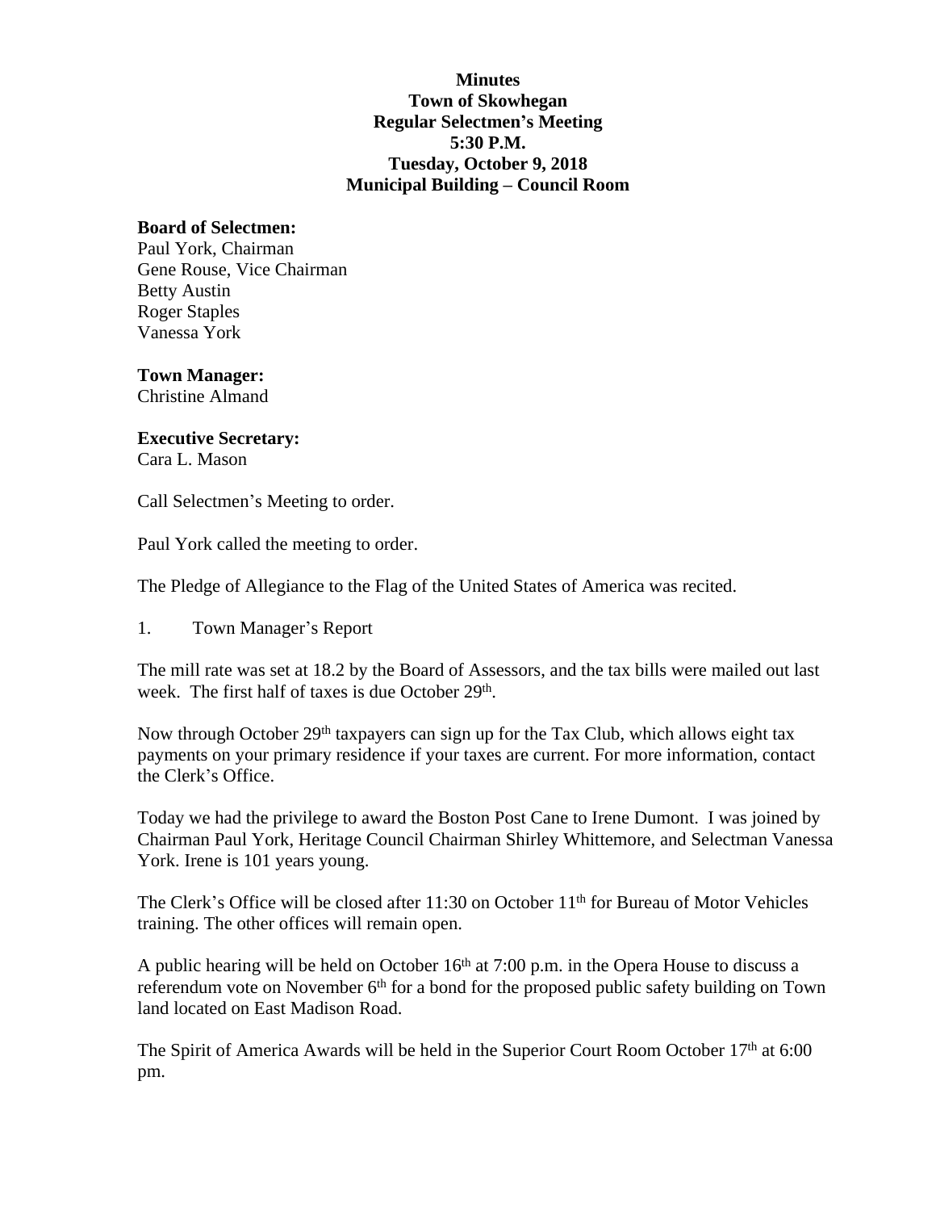**Minutes**
**Town of Skowhegan**
**Regular Selectmen's Meeting**
**5:30 P.M.**
**Tuesday, October 9, 2018**
**Municipal Building – Council Room**

**Board of Selectmen:**
Paul York, Chairman
Gene Rouse, Vice Chairman
Betty Austin
Roger Staples
Vanessa York

**Town Manager:**
Christine Almand

**Executive Secretary:**
Cara L. Mason

Call Selectmen's Meeting to order.

Paul York called the meeting to order.

The Pledge of Allegiance to the Flag of the United States of America was recited.

1. Town Manager's Report

The mill rate was set at 18.2 by the Board of Assessors, and the tax bills were mailed out last week. The first half of taxes is due October 29th.

Now through October 29th taxpayers can sign up for the Tax Club, which allows eight tax payments on your primary residence if your taxes are current. For more information, contact the Clerk's Office.

Today we had the privilege to award the Boston Post Cane to Irene Dumont. I was joined by Chairman Paul York, Heritage Council Chairman Shirley Whittemore, and Selectman Vanessa York. Irene is 101 years young.

The Clerk's Office will be closed after 11:30 on October 11th for Bureau of Motor Vehicles training. The other offices will remain open.

A public hearing will be held on October 16th at 7:00 p.m. in the Opera House to discuss a referendum vote on November 6th for a bond for the proposed public safety building on Town land located on East Madison Road.

The Spirit of America Awards will be held in the Superior Court Room October 17th at 6:00 pm.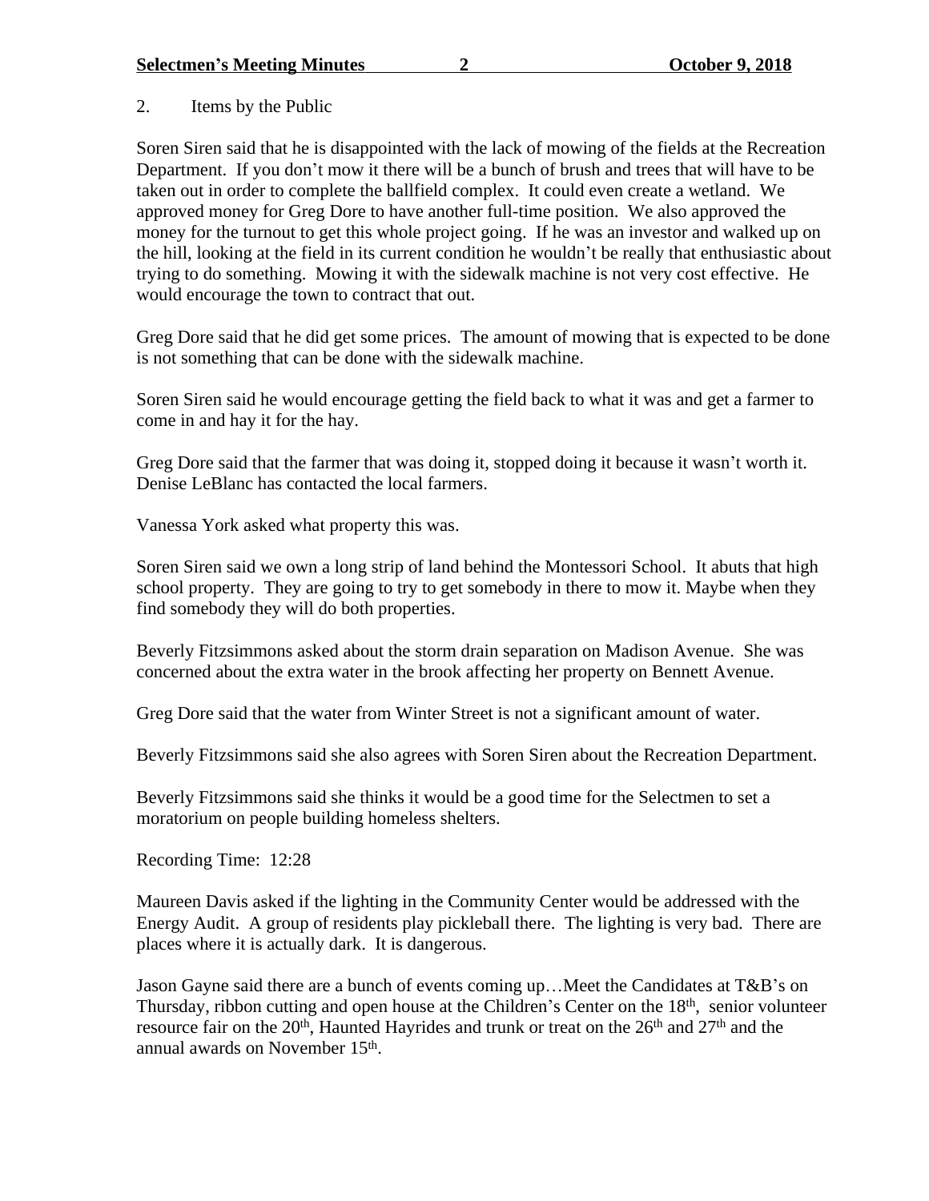2. Items by the Public

Soren Siren said that he is disappointed with the lack of mowing of the fields at the Recreation Department. If you don't mow it there will be a bunch of brush and trees that will have to be taken out in order to complete the ballfield complex. It could even create a wetland. We approved money for Greg Dore to have another full-time position. We also approved the money for the turnout to get this whole project going. If he was an investor and walked up on the hill, looking at the field in its current condition he wouldn't be really that enthusiastic about trying to do something. Mowing it with the sidewalk machine is not very cost effective. He would encourage the town to contract that out.

Greg Dore said that he did get some prices. The amount of mowing that is expected to be done is not something that can be done with the sidewalk machine.

Soren Siren said he would encourage getting the field back to what it was and get a farmer to come in and hay it for the hay.

Greg Dore said that the farmer that was doing it, stopped doing it because it wasn't worth it. Denise LeBlanc has contacted the local farmers.

Vanessa York asked what property this was.

Soren Siren said we own a long strip of land behind the Montessori School. It abuts that high school property. They are going to try to get somebody in there to mow it. Maybe when they find somebody they will do both properties.

Beverly Fitzsimmons asked about the storm drain separation on Madison Avenue. She was concerned about the extra water in the brook affecting her property on Bennett Avenue.

Greg Dore said that the water from Winter Street is not a significant amount of water.

Beverly Fitzsimmons said she also agrees with Soren Siren about the Recreation Department.

Beverly Fitzsimmons said she thinks it would be a good time for the Selectmen to set a moratorium on people building homeless shelters.

Recording Time: 12:28

Maureen Davis asked if the lighting in the Community Center would be addressed with the Energy Audit. A group of residents play pickleball there. The lighting is very bad. There are places where it is actually dark. It is dangerous.

Jason Gayne said there are a bunch of events coming up…Meet the Candidates at T&B's on Thursday, ribbon cutting and open house at the Children's Center on the 18th, senior volunteer resource fair on the 20th, Haunted Hayrides and trunk or treat on the 26th and 27th and the annual awards on November 15th.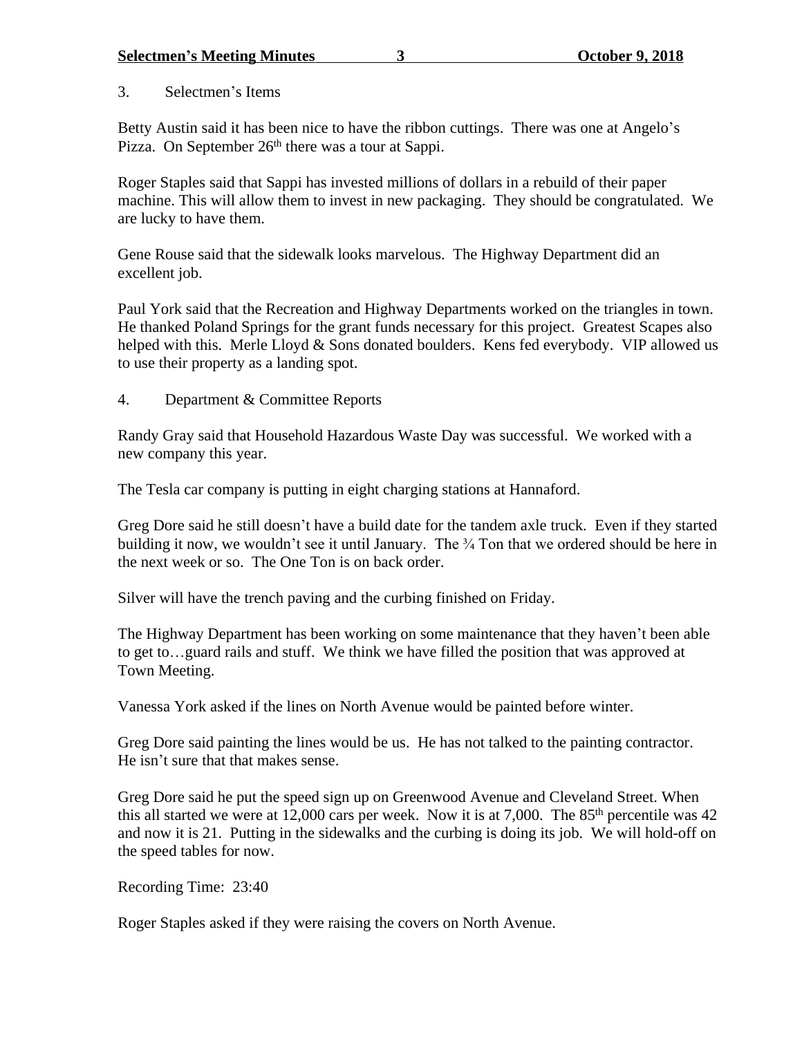3. Selectmen's Items

Betty Austin said it has been nice to have the ribbon cuttings. There was one at Angelo's Pizza. On September 26th there was a tour at Sappi.

Roger Staples said that Sappi has invested millions of dollars in a rebuild of their paper machine. This will allow them to invest in new packaging. They should be congratulated. We are lucky to have them.

Gene Rouse said that the sidewalk looks marvelous. The Highway Department did an excellent job.

Paul York said that the Recreation and Highway Departments worked on the triangles in town. He thanked Poland Springs for the grant funds necessary for this project. Greatest Scapes also helped with this. Merle Lloyd & Sons donated boulders. Kens fed everybody. VIP allowed us to use their property as a landing spot.

4. Department & Committee Reports

Randy Gray said that Household Hazardous Waste Day was successful. We worked with a new company this year.

The Tesla car company is putting in eight charging stations at Hannaford.

Greg Dore said he still doesn't have a build date for the tandem axle truck. Even if they started building it now, we wouldn't see it until January. The ¾ Ton that we ordered should be here in the next week or so. The One Ton is on back order.

Silver will have the trench paving and the curbing finished on Friday.

The Highway Department has been working on some maintenance that they haven't been able to get to…guard rails and stuff. We think we have filled the position that was approved at Town Meeting.

Vanessa York asked if the lines on North Avenue would be painted before winter.

Greg Dore said painting the lines would be us. He has not talked to the painting contractor. He isn't sure that that makes sense.

Greg Dore said he put the speed sign up on Greenwood Avenue and Cleveland Street. When this all started we were at 12,000 cars per week. Now it is at 7,000. The 85th percentile was 42 and now it is 21. Putting in the sidewalks and the curbing is doing its job. We will hold-off on the speed tables for now.

Recording Time: 23:40

Roger Staples asked if they were raising the covers on North Avenue.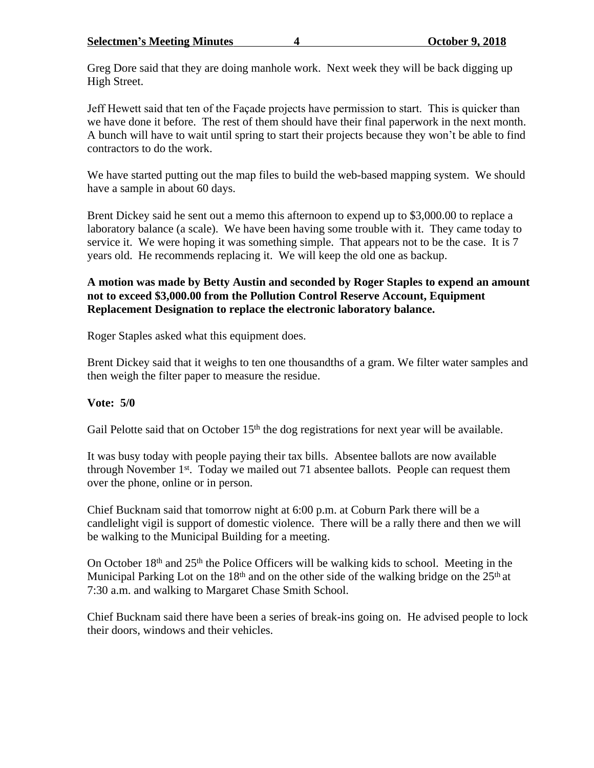Greg Dore said that they are doing manhole work. Next week they will be back digging up High Street.

Jeff Hewett said that ten of the Façade projects have permission to start. This is quicker than we have done it before. The rest of them should have their final paperwork in the next month. A bunch will have to wait until spring to start their projects because they won't be able to find contractors to do the work.

We have started putting out the map files to build the web-based mapping system. We should have a sample in about 60 days.

Brent Dickey said he sent out a memo this afternoon to expend up to $3,000.00 to replace a laboratory balance (a scale). We have been having some trouble with it. They came today to service it. We were hoping it was something simple. That appears not to be the case. It is 7 years old. He recommends replacing it. We will keep the old one as backup.

**A motion was made by Betty Austin and seconded by Roger Staples to expend an amount not to exceed $3,000.00 from the Pollution Control Reserve Account, Equipment Replacement Designation to replace the electronic laboratory balance.**

Roger Staples asked what this equipment does.

Brent Dickey said that it weighs to ten one thousandths of a gram. We filter water samples and then weigh the filter paper to measure the residue.

**Vote: 5/0**

Gail Pelotte said that on October 15th the dog registrations for next year will be available.

It was busy today with people paying their tax bills. Absentee ballots are now available through November 1st. Today we mailed out 71 absentee ballots. People can request them over the phone, online or in person.

Chief Bucknam said that tomorrow night at 6:00 p.m. at Coburn Park there will be a candlelight vigil is support of domestic violence. There will be a rally there and then we will be walking to the Municipal Building for a meeting.

On October 18th and 25th the Police Officers will be walking kids to school. Meeting in the Municipal Parking Lot on the 18th and on the other side of the walking bridge on the 25th at 7:30 a.m. and walking to Margaret Chase Smith School.

Chief Bucknam said there have been a series of break-ins going on. He advised people to lock their doors, windows and their vehicles.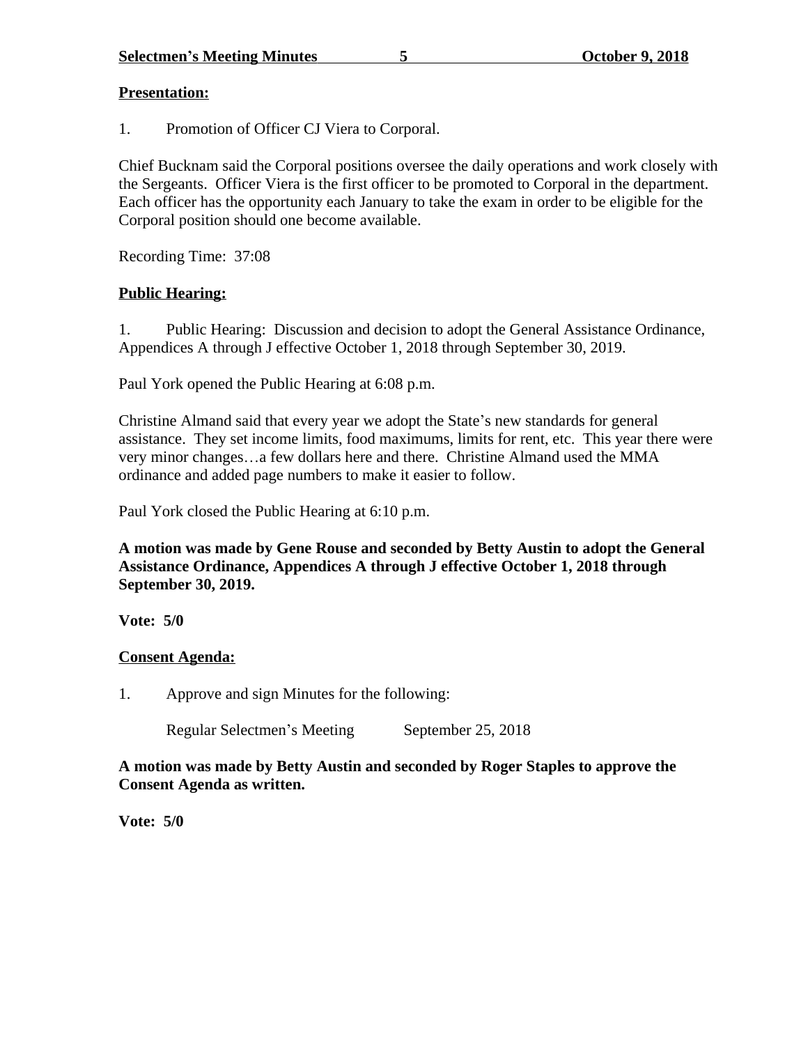**Presentation:**

1. Promotion of Officer CJ Viera to Corporal.

Chief Bucknam said the Corporal positions oversee the daily operations and work closely with the Sergeants. Officer Viera is the first officer to be promoted to Corporal in the department. Each officer has the opportunity each January to take the exam in order to be eligible for the Corporal position should one become available.

Recording Time: 37:08

**Public Hearing:**

1. Public Hearing: Discussion and decision to adopt the General Assistance Ordinance, Appendices A through J effective October 1, 2018 through September 30, 2019.

Paul York opened the Public Hearing at 6:08 p.m.

Christine Almand said that every year we adopt the State's new standards for general assistance. They set income limits, food maximums, limits for rent, etc. This year there were very minor changes…a few dollars here and there. Christine Almand used the MMA ordinance and added page numbers to make it easier to follow.

Paul York closed the Public Hearing at 6:10 p.m.

**A motion was made by Gene Rouse and seconded by Betty Austin to adopt the General Assistance Ordinance, Appendices A through J effective October 1, 2018 through September 30, 2019.**

**Vote: 5/0**

**Consent Agenda:**

1. Approve and sign Minutes for the following:

   Regular Selectmen's Meeting September 25, 2018

**A motion was made by Betty Austin and seconded by Roger Staples to approve the Consent Agenda as written.**

**Vote: 5/0**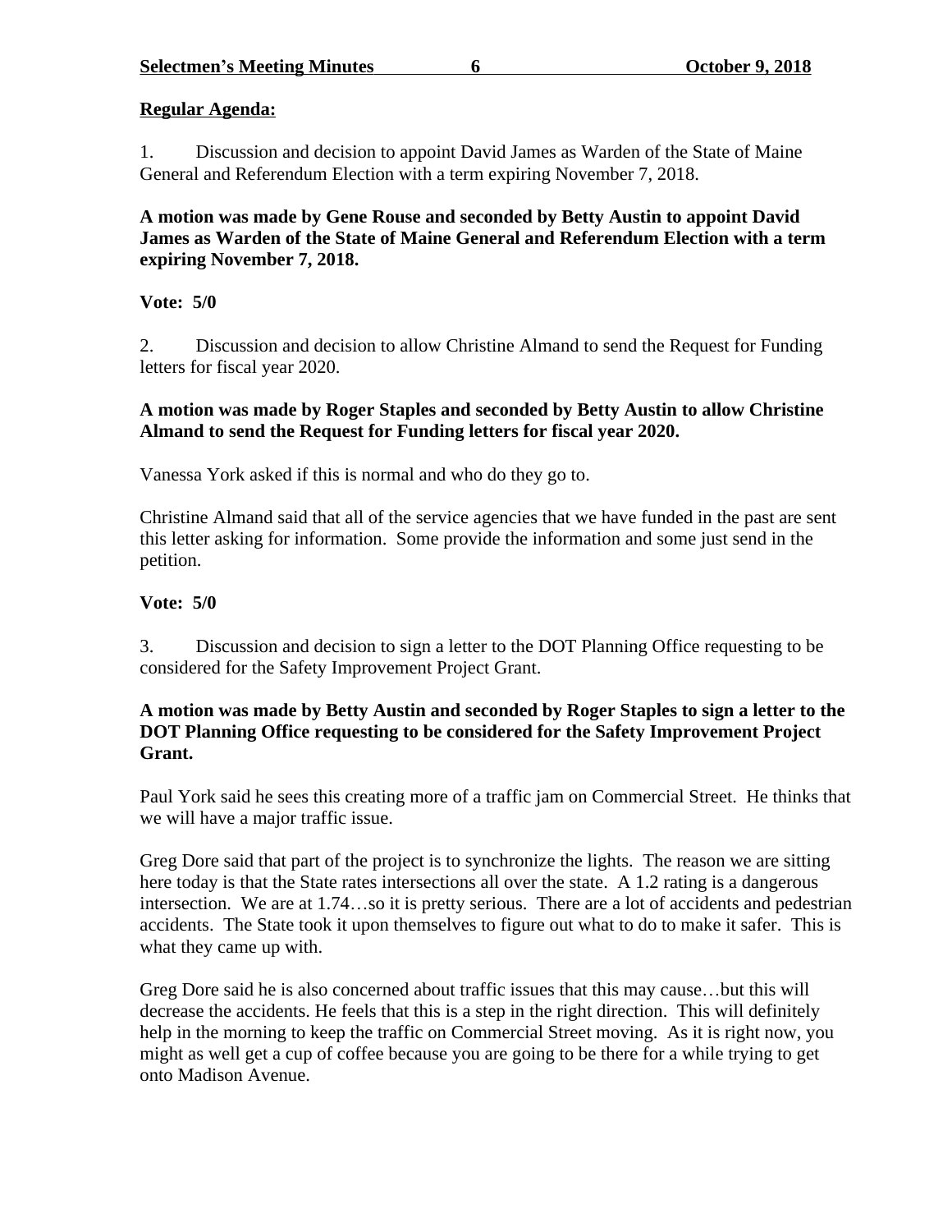**Regular Agenda:**

1. Discussion and decision to appoint David James as Warden of the State of Maine General and Referendum Election with a term expiring November 7, 2018.

**A motion was made by Gene Rouse and seconded by Betty Austin to appoint David James as Warden of the State of Maine General and Referendum Election with a term expiring November 7, 2018.**

**Vote: 5/0**

2. Discussion and decision to allow Christine Almand to send the Request for Funding letters for fiscal year 2020.

**A motion was made by Roger Staples and seconded by Betty Austin to allow Christine Almand to send the Request for Funding letters for fiscal year 2020.**

Vanessa York asked if this is normal and who do they go to.

Christine Almand said that all of the service agencies that we have funded in the past are sent this letter asking for information. Some provide the information and some just send in the petition.

**Vote: 5/0**

3. Discussion and decision to sign a letter to the DOT Planning Office requesting to be considered for the Safety Improvement Project Grant.

**A motion was made by Betty Austin and seconded by Roger Staples to sign a letter to the DOT Planning Office requesting to be considered for the Safety Improvement Project Grant.**

Paul York said he sees this creating more of a traffic jam on Commercial Street. He thinks that we will have a major traffic issue.

Greg Dore said that part of the project is to synchronize the lights. The reason we are sitting here today is that the State rates intersections all over the state. A 1.2 rating is a dangerous intersection. We are at 1.74…so it is pretty serious. There are a lot of accidents and pedestrian accidents. The State took it upon themselves to figure out what to do to make it safer. This is what they came up with.

Greg Dore said he is also concerned about traffic issues that this may cause…but this will decrease the accidents. He feels that this is a step in the right direction. This will definitely help in the morning to keep the traffic on Commercial Street moving. As it is right now, you might as well get a cup of coffee because you are going to be there for a while trying to get onto Madison Avenue.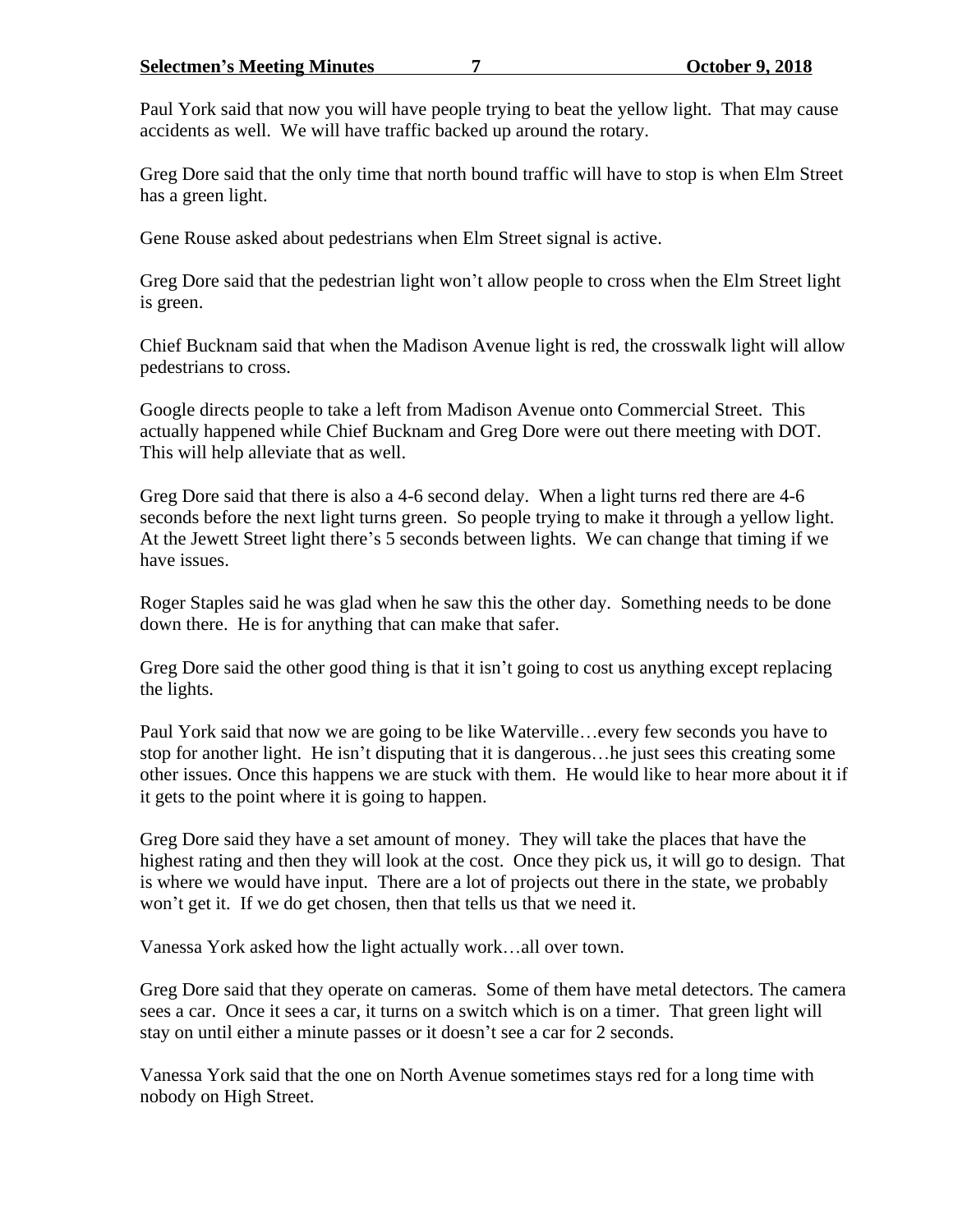Paul York said that now you will have people trying to beat the yellow light. That may cause accidents as well. We will have traffic backed up around the rotary.

Greg Dore said that the only time that north bound traffic will have to stop is when Elm Street has a green light.

Gene Rouse asked about pedestrians when Elm Street signal is active.

Greg Dore said that the pedestrian light won't allow people to cross when the Elm Street light is green.

Chief Bucknam said that when the Madison Avenue light is red, the crosswalk light will allow pedestrians to cross.

Google directs people to take a left from Madison Avenue onto Commercial Street. This actually happened while Chief Bucknam and Greg Dore were out there meeting with DOT. This will help alleviate that as well.

Greg Dore said that there is also a 4-6 second delay. When a light turns red there are 4-6 seconds before the next light turns green. So people trying to make it through a yellow light. At the Jewett Street light there's 5 seconds between lights. We can change that timing if we have issues.

Roger Staples said he was glad when he saw this the other day. Something needs to be done down there. He is for anything that can make that safer.

Greg Dore said the other good thing is that it isn't going to cost us anything except replacing the lights.

Paul York said that now we are going to be like Waterville…every few seconds you have to stop for another light. He isn't disputing that it is dangerous…he just sees this creating some other issues. Once this happens we are stuck with them. He would like to hear more about it if it gets to the point where it is going to happen.

Greg Dore said they have a set amount of money. They will take the places that have the highest rating and then they will look at the cost. Once they pick us, it will go to design. That is where we would have input. There are a lot of projects out there in the state, we probably won't get it. If we do get chosen, then that tells us that we need it.

Vanessa York asked how the light actually work…all over town.

Greg Dore said that they operate on cameras. Some of them have metal detectors. The camera sees a car. Once it sees a car, it turns on a switch which is on a timer. That green light will stay on until either a minute passes or it doesn't see a car for 2 seconds.

Vanessa York said that the one on North Avenue sometimes stays red for a long time with nobody on High Street.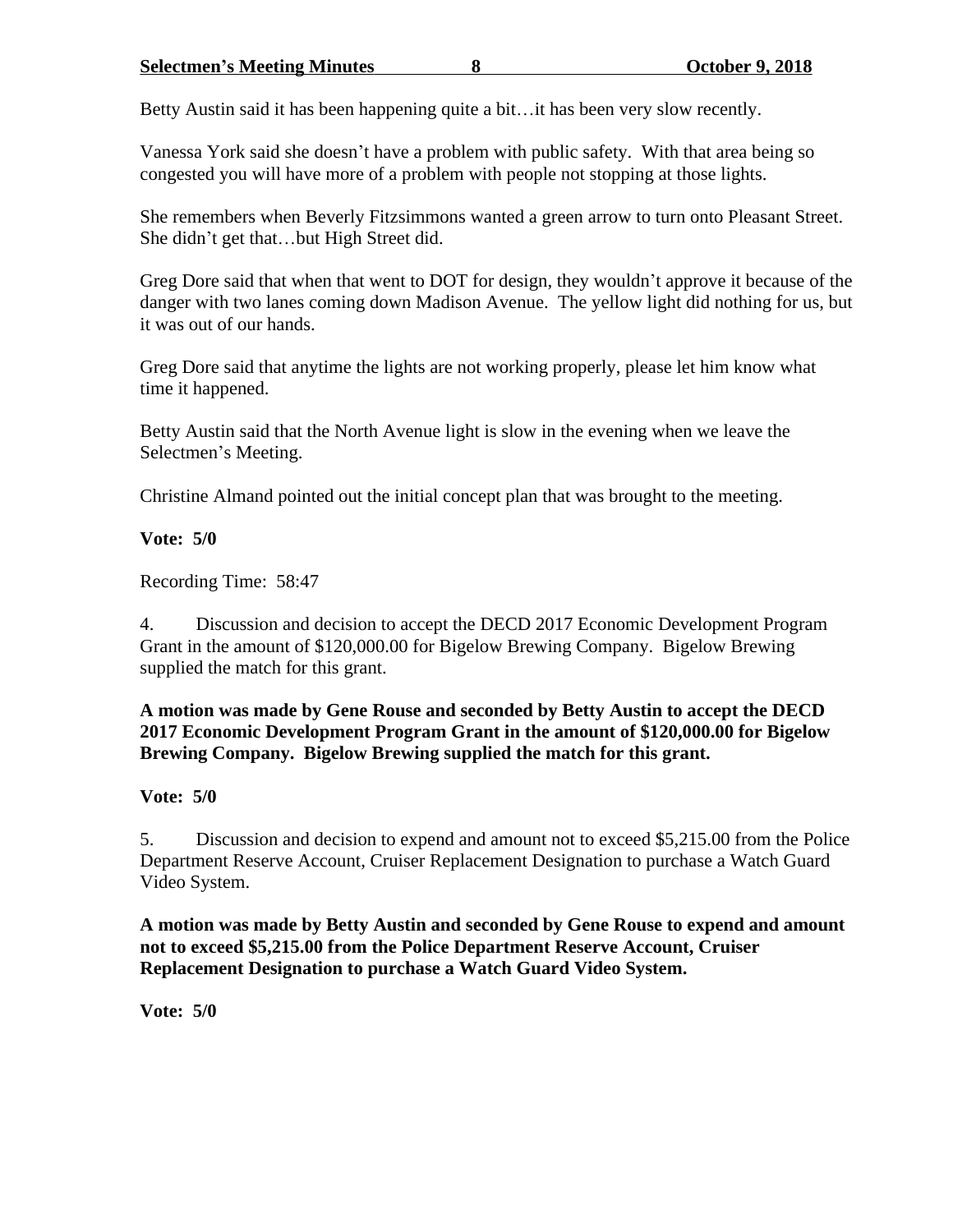Betty Austin said it has been happening quite a bit…it has been very slow recently.

Vanessa York said she doesn't have a problem with public safety. With that area being so congested you will have more of a problem with people not stopping at those lights.

She remembers when Beverly Fitzsimmons wanted a green arrow to turn onto Pleasant Street. She didn't get that…but High Street did.

Greg Dore said that when that went to DOT for design, they wouldn't approve it because of the danger with two lanes coming down Madison Avenue. The yellow light did nothing for us, but it was out of our hands.

Greg Dore said that anytime the lights are not working properly, please let him know what time it happened.

Betty Austin said that the North Avenue light is slow in the evening when we leave the Selectmen's Meeting.

Christine Almand pointed out the initial concept plan that was brought to the meeting.

**Vote: 5/0**

Recording Time: 58:47

4. Discussion and decision to accept the DECD 2017 Economic Development Program Grant in the amount of $120,000.00 for Bigelow Brewing Company. Bigelow Brewing supplied the match for this grant.

**A motion was made by Gene Rouse and seconded by Betty Austin to accept the DECD 2017 Economic Development Program Grant in the amount of $120,000.00 for Bigelow Brewing Company. Bigelow Brewing supplied the match for this grant.**

**Vote: 5/0**

5. Discussion and decision to expend and amount not to exceed $5,215.00 from the Police Department Reserve Account, Cruiser Replacement Designation to purchase a Watch Guard Video System.

**A motion was made by Betty Austin and seconded by Gene Rouse to expend and amount not to exceed $5,215.00 from the Police Department Reserve Account, Cruiser Replacement Designation to purchase a Watch Guard Video System.**

**Vote: 5/0**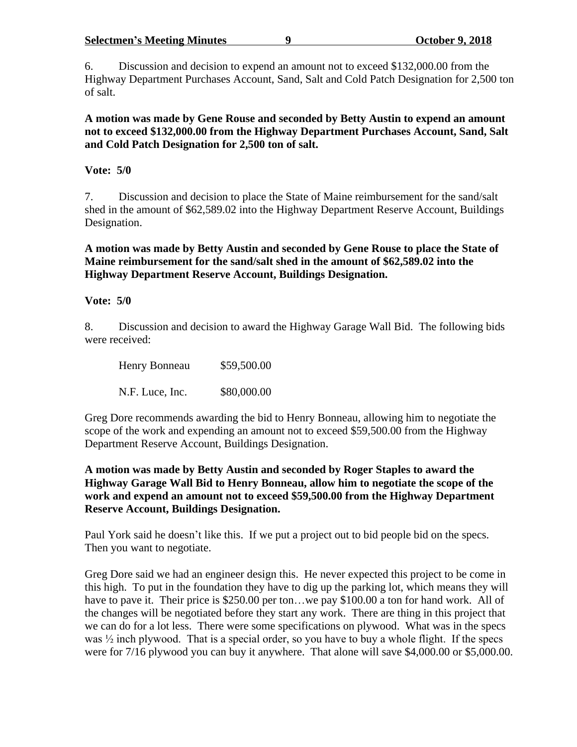6. Discussion and decision to expend an amount not to exceed $132,000.00 from the Highway Department Purchases Account, Sand, Salt and Cold Patch Designation for 2,500 ton of salt.

**A motion was made by Gene Rouse and seconded by Betty Austin to expend an amount not to exceed $132,000.00 from the Highway Department Purchases Account, Sand, Salt and Cold Patch Designation for 2,500 ton of salt.**

**Vote: 5/0**

7. Discussion and decision to place the State of Maine reimbursement for the sand/salt shed in the amount of $62,589.02 into the Highway Department Reserve Account, Buildings Designation.

**A motion was made by Betty Austin and seconded by Gene Rouse to place the State of Maine reimbursement for the sand/salt shed in the amount of $62,589.02 into the Highway Department Reserve Account, Buildings Designation.**

**Vote: 5/0**

8. Discussion and decision to award the Highway Garage Wall Bid. The following bids were received:

| | |
|---|---|
| Henry Bonneau | $59,500.00 |
| N.F. Luce, Inc. | $80,000.00 |

Greg Dore recommends awarding the bid to Henry Bonneau, allowing him to negotiate the scope of the work and expending an amount not to exceed $59,500.00 from the Highway Department Reserve Account, Buildings Designation.

**A motion was made by Betty Austin and seconded by Roger Staples to award the Highway Garage Wall Bid to Henry Bonneau, allow him to negotiate the scope of the work and expend an amount not to exceed $59,500.00 from the Highway Department Reserve Account, Buildings Designation.**

Paul York said he doesn't like this. If we put a project out to bid people bid on the specs. Then you want to negotiate.

Greg Dore said we had an engineer design this. He never expected this project to be come in this high. To put in the foundation they have to dig up the parking lot, which means they will have to pave it. Their price is $250.00 per ton…we pay $100.00 a ton for hand work. All of the changes will be negotiated before they start any work. There are thing in this project that we can do for a lot less. There were some specifications on plywood. What was in the specs was ½ inch plywood. That is a special order, so you have to buy a whole flight. If the specs were for 7/16 plywood you can buy it anywhere. That alone will save $4,000.00 or $5,000.00.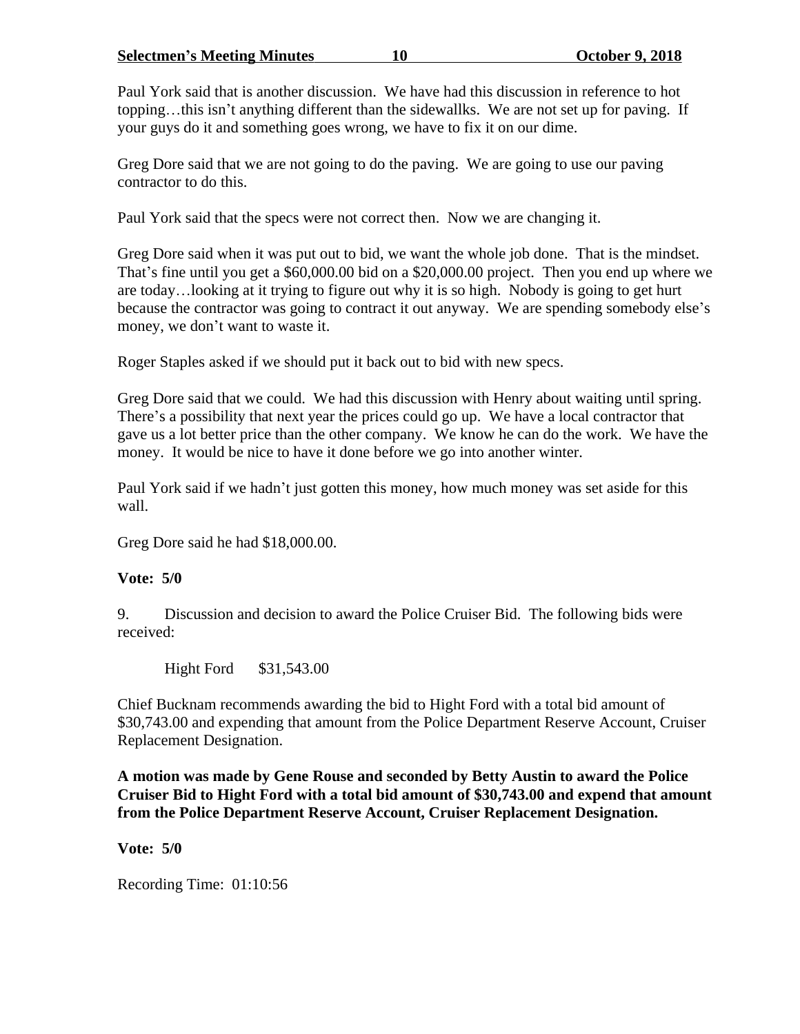Paul York said that is another discussion. We have had this discussion in reference to hot topping…this isn't anything different than the sidewallks. We are not set up for paving. If your guys do it and something goes wrong, we have to fix it on our dime.

Greg Dore said that we are not going to do the paving. We are going to use our paving contractor to do this.

Paul York said that the specs were not correct then. Now we are changing it.

Greg Dore said when it was put out to bid, we want the whole job done. That is the mindset. That's fine until you get a $60,000.00 bid on a $20,000.00 project. Then you end up where we are today…looking at it trying to figure out why it is so high. Nobody is going to get hurt because the contractor was going to contract it out anyway. We are spending somebody else's money, we don't want to waste it.

Roger Staples asked if we should put it back out to bid with new specs.

Greg Dore said that we could. We had this discussion with Henry about waiting until spring. There's a possibility that next year the prices could go up. We have a local contractor that gave us a lot better price than the other company. We know he can do the work. We have the money. It would be nice to have it done before we go into another winter.

Paul York said if we hadn't just gotten this money, how much money was set aside for this wall.

Greg Dore said he had $18,000.00.

**Vote: 5/0**

9. Discussion and decision to award the Police Cruiser Bid. The following bids were received:

Hight Ford $31,543.00

Chief Bucknam recommends awarding the bid to Hight Ford with a total bid amount of $30,743.00 and expending that amount from the Police Department Reserve Account, Cruiser Replacement Designation.

**A motion was made by Gene Rouse and seconded by Betty Austin to award the Police Cruiser Bid to Hight Ford with a total bid amount of $30,743.00 and expend that amount from the Police Department Reserve Account, Cruiser Replacement Designation.**

**Vote: 5/0**

Recording Time: 01:10:56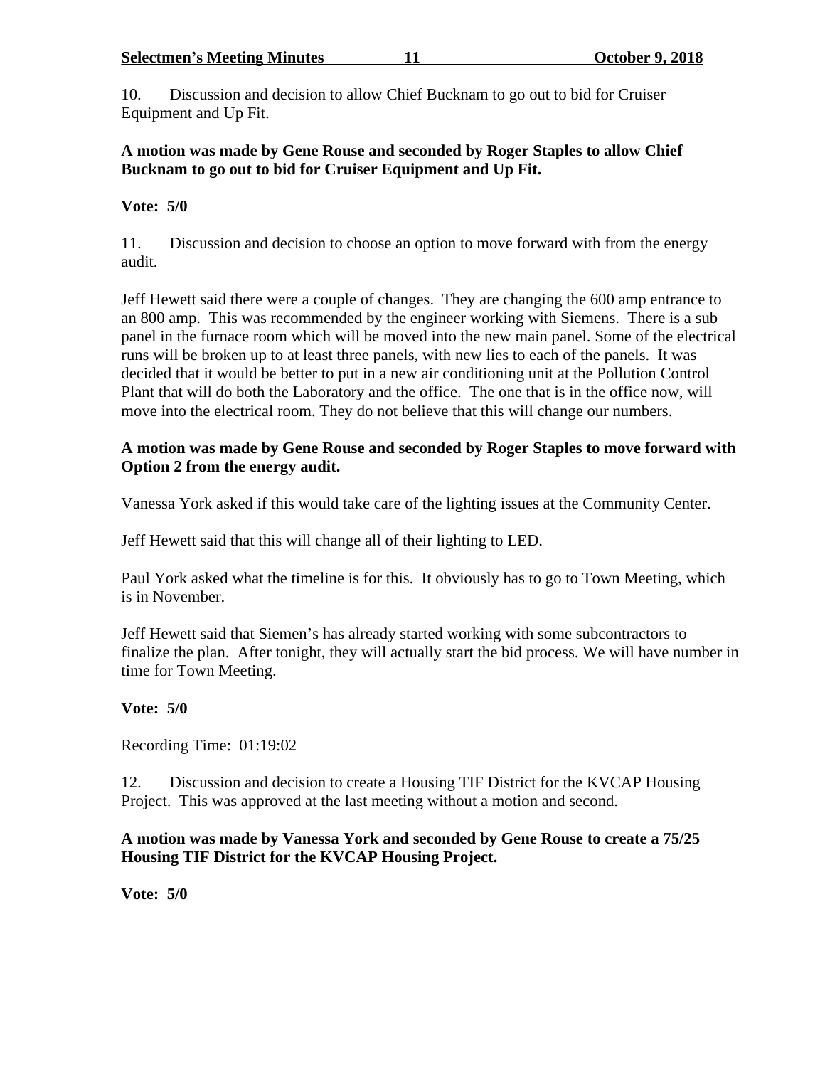10. Discussion and decision to allow Chief Bucknam to go out to bid for Cruiser Equipment and Up Fit.

**A motion was made by Gene Rouse and seconded by Roger Staples to allow Chief Bucknam to go out to bid for Cruiser Equipment and Up Fit.**

**Vote: 5/0**

11. Discussion and decision to choose an option to move forward with from the energy audit.

Jeff Hewett said there were a couple of changes. They are changing the 600 amp entrance to an 800 amp. This was recommended by the engineer working with Siemens. There is a sub panel in the furnace room which will be moved into the new main panel. Some of the electrical runs will be broken up to at least three panels, with new lies to each of the panels. It was decided that it would be better to put in a new air conditioning unit at the Pollution Control Plant that will do both the Laboratory and the office. The one that is in the office now, will move into the electrical room. They do not believe that this will change our numbers.

**A motion was made by Gene Rouse and seconded by Roger Staples to move forward with Option 2 from the energy audit.**

Vanessa York asked if this would take care of the lighting issues at the Community Center.

Jeff Hewett said that this will change all of their lighting to LED.

Paul York asked what the timeline is for this. It obviously has to go to Town Meeting, which is in November.

Jeff Hewett said that Siemen's has already started working with some subcontractors to finalize the plan. After tonight, they will actually start the bid process. We will have number in time for Town Meeting.

**Vote: 5/0**

Recording Time: 01:19:02

12. Discussion and decision to create a Housing TIF District for the KVCAP Housing Project. This was approved at the last meeting without a motion and second.

**A motion was made by Vanessa York and seconded by Gene Rouse to create a 75/25 Housing TIF District for the KVCAP Housing Project.**

**Vote: 5/0**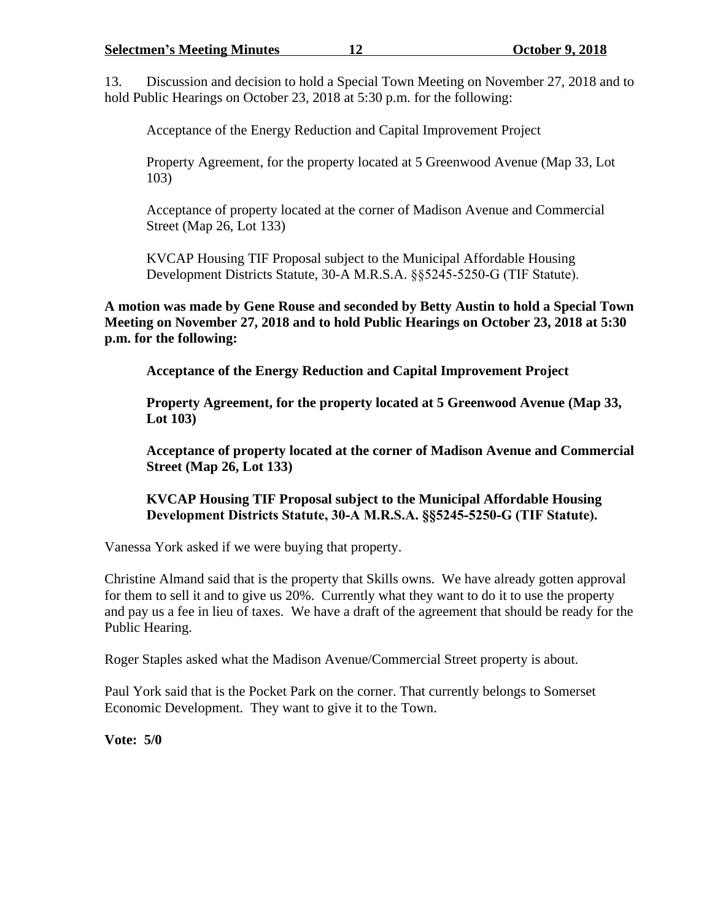13. Discussion and decision to hold a Special Town Meeting on November 27, 2018 and to hold Public Hearings on October 23, 2018 at 5:30 p.m. for the following:

Acceptance of the Energy Reduction and Capital Improvement Project

Property Agreement, for the property located at 5 Greenwood Avenue (Map 33, Lot 103)

Acceptance of property located at the corner of Madison Avenue and Commercial Street (Map 26, Lot 133)

KVCAP Housing TIF Proposal subject to the Municipal Affordable Housing Development Districts Statute, 30-A M.R.S.A. §§5245-5250-G (TIF Statute).

**A motion was made by Gene Rouse and seconded by Betty Austin to hold a Special Town Meeting on November 27, 2018 and to hold Public Hearings on October 23, 2018 at 5:30 p.m. for the following:**

**Acceptance of the Energy Reduction and Capital Improvement Project**

**Property Agreement, for the property located at 5 Greenwood Avenue (Map 33, Lot 103)**

**Acceptance of property located at the corner of Madison Avenue and Commercial Street (Map 26, Lot 133)**

**KVCAP Housing TIF Proposal subject to the Municipal Affordable Housing Development Districts Statute, 30-A M.R.S.A. §§5245-5250-G (TIF Statute).**

Vanessa York asked if we were buying that property.

Christine Almand said that is the property that Skills owns. We have already gotten approval for them to sell it and to give us 20%. Currently what they want to do it to use the property and pay us a fee in lieu of taxes. We have a draft of the agreement that should be ready for the Public Hearing.

Roger Staples asked what the Madison Avenue/Commercial Street property is about.

Paul York said that is the Pocket Park on the corner. That currently belongs to Somerset Economic Development. They want to give it to the Town.

**Vote: 5/0**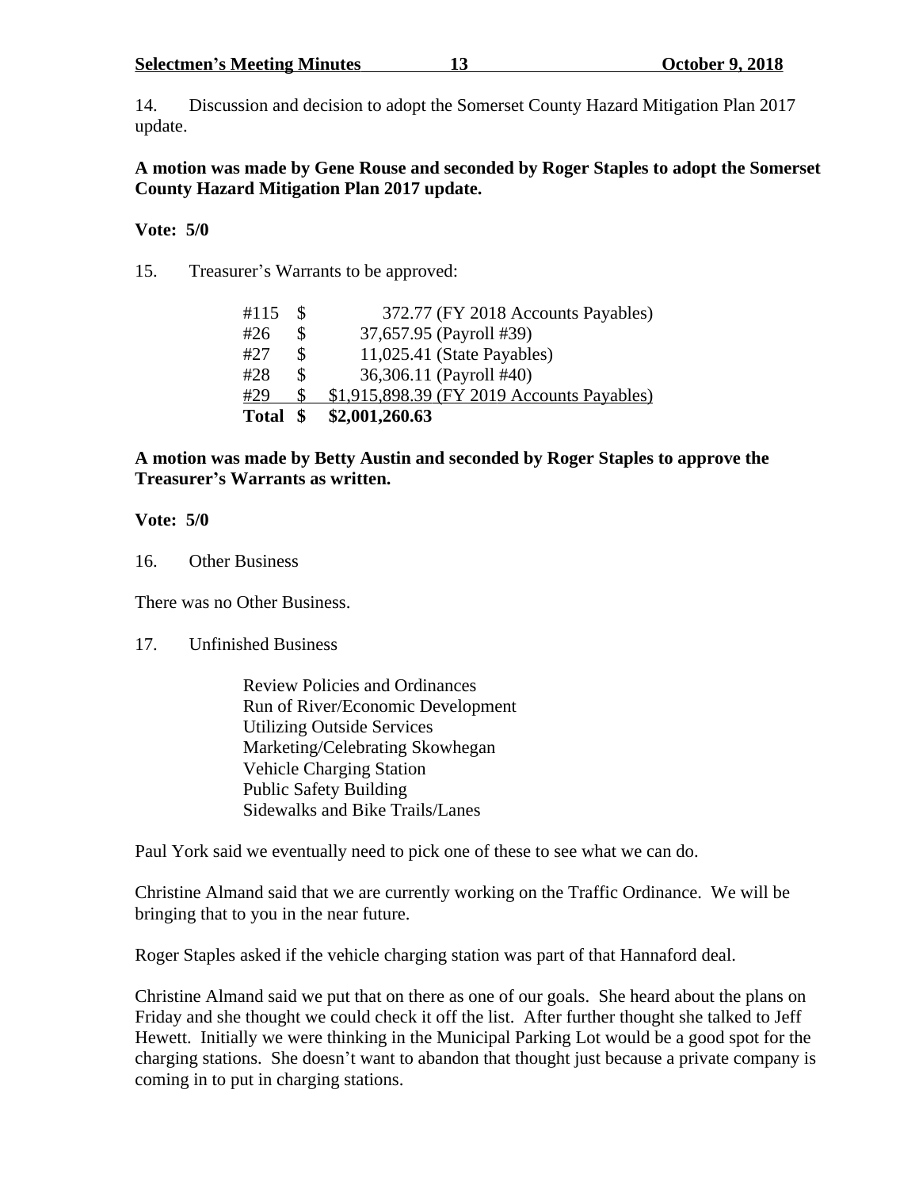14. Discussion and decision to adopt the Somerset County Hazard Mitigation Plan 2017 update.

**A motion was made by Gene Rouse and seconded by Roger Staples to adopt the Somerset County Hazard Mitigation Plan 2017 update.**

**Vote: 5/0**

15. Treasurer's Warrants to be approved:

| | | |
|---|---|---|
| #115 | $ | 372.77 (FY 2018 Accounts Payables) |
| #26 | $ | 37,657.95 (Payroll #39) |
| #27 | $ | 11,025.41 (State Payables) |
| #28 | $ | 36,306.11 (Payroll #40) |
| #29 | $ | $1,915,898.39 (FY 2019 Accounts Payables) |
| **Total** | **$** | **$2,001,260.63** |

**A motion was made by Betty Austin and seconded by Roger Staples to approve the Treasurer's Warrants as written.**

**Vote: 5/0**

16. Other Business

There was no Other Business.

17. Unfinished Business

Review Policies and Ordinances
Run of River/Economic Development
Utilizing Outside Services
Marketing/Celebrating Skowhegan
Vehicle Charging Station
Public Safety Building
Sidewalks and Bike Trails/Lanes

Paul York said we eventually need to pick one of these to see what we can do.

Christine Almand said that we are currently working on the Traffic Ordinance. We will be bringing that to you in the near future.

Roger Staples asked if the vehicle charging station was part of that Hannaford deal.

Christine Almand said we put that on there as one of our goals. She heard about the plans on Friday and she thought we could check it off the list. After further thought she talked to Jeff Hewett. Initially we were thinking in the Municipal Parking Lot would be a good spot for the charging stations. She doesn't want to abandon that thought just because a private company is coming in to put in charging stations.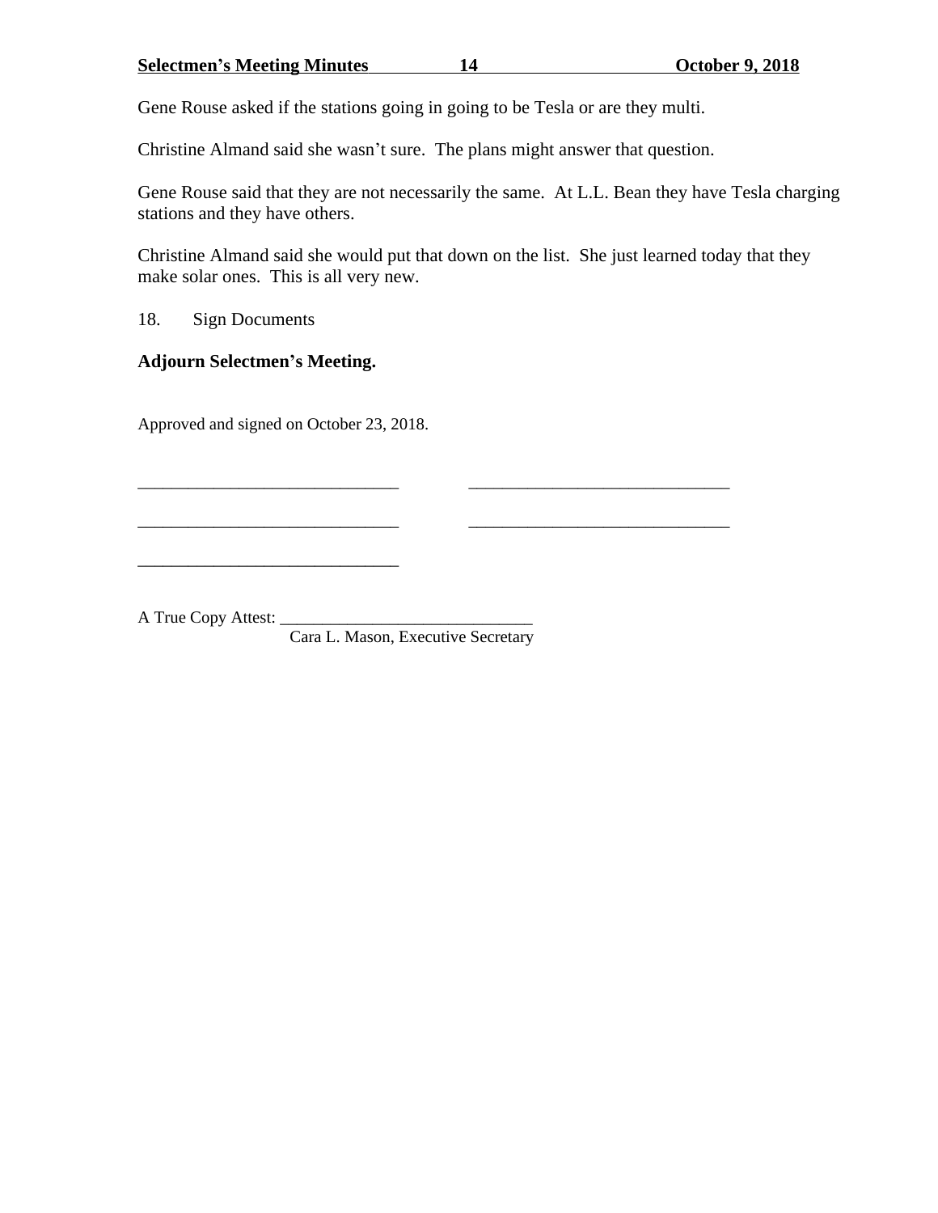Gene Rouse asked if the stations going in going to be Tesla or are they multi.

Christine Almand said she wasn't sure.  The plans might answer that question.

Gene Rouse said that they are not necessarily the same.  At L.L. Bean they have Tesla charging stations and they have others.

Christine Almand said she would put that down on the list.  She just learned today that they make solar ones.  This is all very new.

18.	Sign Documents

**Adjourn Selectmen's Meeting.**

Approved and signed on October 23, 2018.

______________________________	______________________________

______________________________	______________________________

______________________________

A True Copy Attest: ______________________________
Cara L. Mason, Executive Secretary